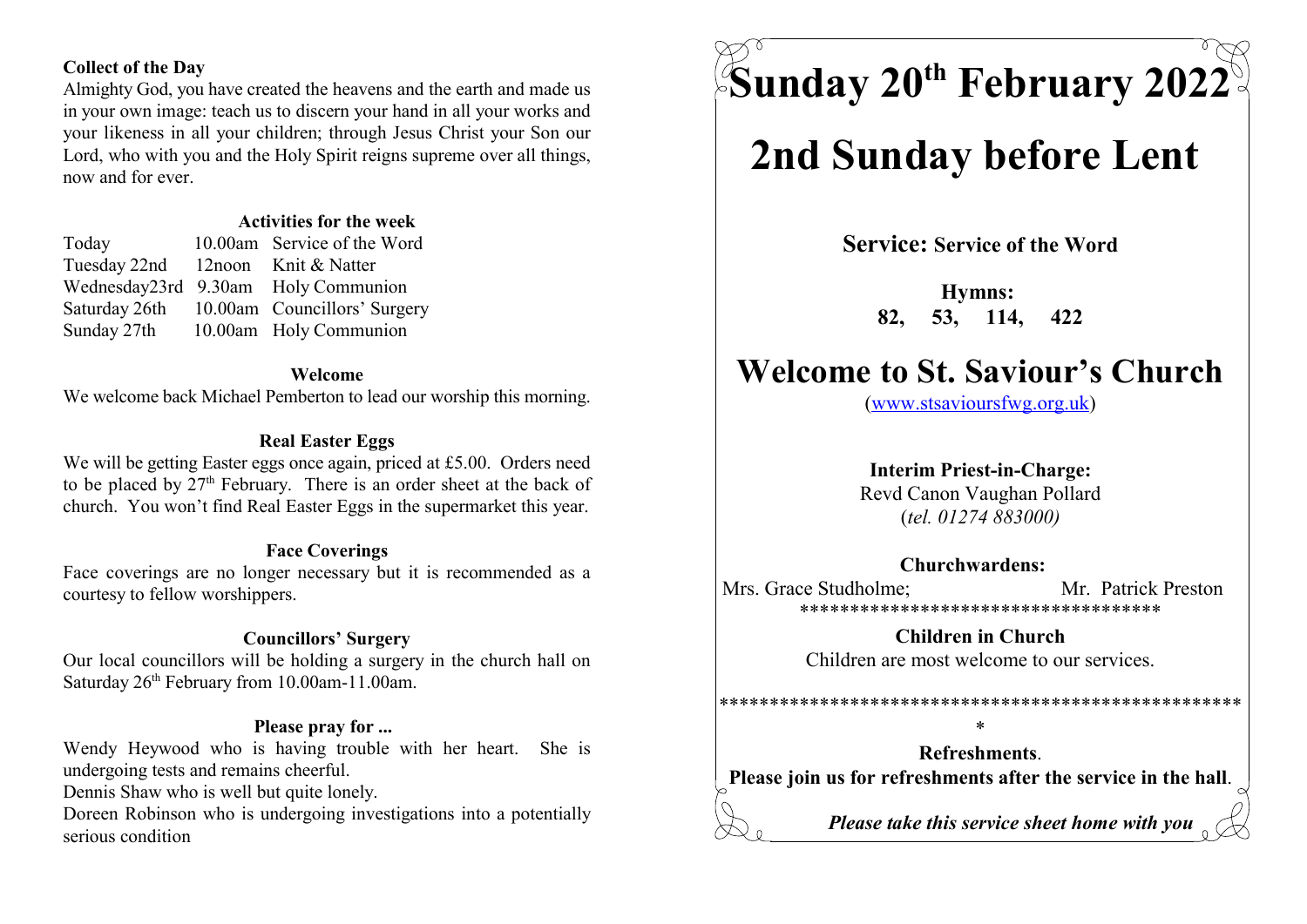**Collect of the Day**

Almighty God, you have created the heavens and the earth and made us in your own image: teach us to discern your hand in all your works and your likeness in all your children; through Jesus Christ your Son our Lord, who with you and the Holy Spirit reigns supreme over all things, now and for ever.

**Activities for the week**

| | | |
|---|---|---|
| Today | 10.00am | Service of the Word |
| Tuesday 22nd | 12noon | Knit & Natter |
| Wednesday23rd | 9.30am | Holy Communion |
| Saturday 26th | 10.00am | Councillors' Surgery |
| Sunday 27th | 10.00am | Holy Communion |

**Welcome**

We welcome back Michael Pemberton to lead our worship this morning.

**Real Easter Eggs**

We will be getting Easter eggs once again, priced at £5.00. Orders need to be placed by 27th February. There is an order sheet at the back of church. You won't find Real Easter Eggs in the supermarket this year.

**Face Coverings**

Face coverings are no longer necessary but it is recommended as a courtesy to fellow worshippers.

**Councillors' Surgery**

Our local councillors will be holding a surgery in the church hall on Saturday 26th February from 10.00am-11.00am.

**Please pray for ...**

Wendy Heywood who is having trouble with her heart. She is undergoing tests and remains cheerful.

Dennis Shaw who is well but quite lonely.

Doreen Robinson who is undergoing investigations into a potentially serious condition

# Sunday 20th February 2022

# 2nd Sunday before Lent

**Service: Service of the Word**

**Hymns:**
**82, 53, 114, 422**

# Welcome to St. Saviour's Church

(www.stsavioursfwg.org.uk)

**Interim Priest-in-Charge:**
Revd Canon Vaughan Pollard
(*tel. 01274 883000)*

**Churchwardens:**
Mrs. Grace Studholme; Mr. Patrick Preston

************************************

**Children in Church**
Children are most welcome to our services.

*****************************************************

**Refreshments**.
**Please join us for refreshments after the service in the hall**.

***Please take this service sheet home with you***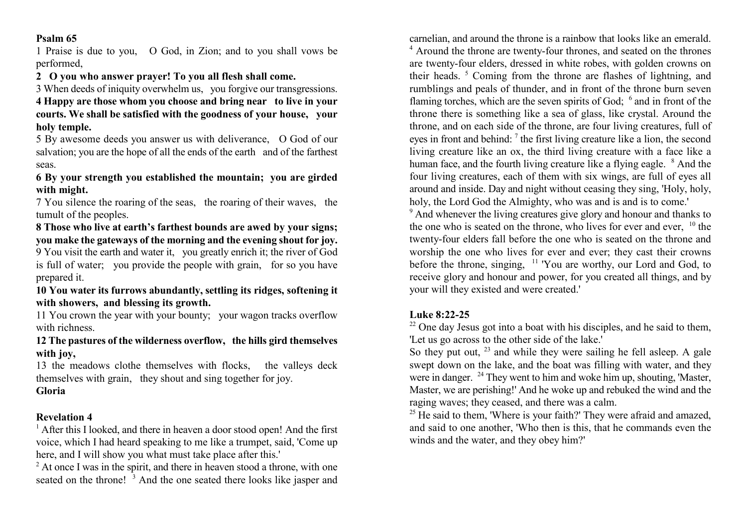**Psalm 65**

1 Praise is due to you, O God, in Zion; and to you shall vows be performed,

**2 O you who answer prayer! To you all flesh shall come.**

3 When deeds of iniquity overwhelm us, you forgive our transgressions.

**4 Happy are those whom you choose and bring near to live in your courts. We shall be satisfied with the goodness of your house, your holy temple.**

5 By awesome deeds you answer us with deliverance, O God of our salvation; you are the hope of all the ends of the earth and of the farthest seas.

**6 By your strength you established the mountain; you are girded with might.**

7 You silence the roaring of the seas, the roaring of their waves, the tumult of the peoples.

**8 Those who live at earth's farthest bounds are awed by your signs; you make the gateways of the morning and the evening shout for joy.**

9 You visit the earth and water it, you greatly enrich it; the river of God is full of water; you provide the people with grain, for so you have prepared it.

**10 You water its furrows abundantly, settling its ridges, softening it with showers, and blessing its growth.**

11 You crown the year with your bounty; your wagon tracks overflow with richness.

**12 The pastures of the wilderness overflow, the hills gird themselves with joy,**

13 the meadows clothe themselves with flocks, the valleys deck themselves with grain, they shout and sing together for joy.

**Gloria**

**Revelation 4**

[1] After this I looked, and there in heaven a door stood open! And the first voice, which I had heard speaking to me like a trumpet, said, 'Come up here, and I will show you what must take place after this.'

[2] At once I was in the spirit, and there in heaven stood a throne, with one seated on the throne! [3] And the one seated there looks like jasper and carnelian, and around the throne is a rainbow that looks like an emerald. [4] Around the throne are twenty-four thrones, and seated on the thrones are twenty-four elders, dressed in white robes, with golden crowns on their heads. [5] Coming from the throne are flashes of lightning, and rumblings and peals of thunder, and in front of the throne burn seven flaming torches, which are the seven spirits of God; [6] and in front of the throne there is something like a sea of glass, like crystal. Around the throne, and on each side of the throne, are four living creatures, full of eyes in front and behind: [7] the first living creature like a lion, the second living creature like an ox, the third living creature with a face like a human face, and the fourth living creature like a flying eagle. [8] And the four living creatures, each of them with six wings, are full of eyes all around and inside. Day and night without ceasing they sing, 'Holy, holy, holy, the Lord God the Almighty, who was and is and is to come.'

[9] And whenever the living creatures give glory and honour and thanks to the one who is seated on the throne, who lives for ever and ever, [10] the twenty-four elders fall before the one who is seated on the throne and worship the one who lives for ever and ever; they cast their crowns before the throne, singing, [11] 'You are worthy, our Lord and God, to receive glory and honour and power, for you created all things, and by your will they existed and were created.'

**Luke 8:22-25**

[22] One day Jesus got into a boat with his disciples, and he said to them, 'Let us go across to the other side of the lake.'

So they put out, [23] and while they were sailing he fell asleep. A gale swept down on the lake, and the boat was filling with water, and they were in danger. [24] They went to him and woke him up, shouting, 'Master, Master, we are perishing!' And he woke up and rebuked the wind and the raging waves; they ceased, and there was a calm.

[25] He said to them, 'Where is your faith?' They were afraid and amazed, and said to one another, 'Who then is this, that he commands even the winds and the water, and they obey him?'